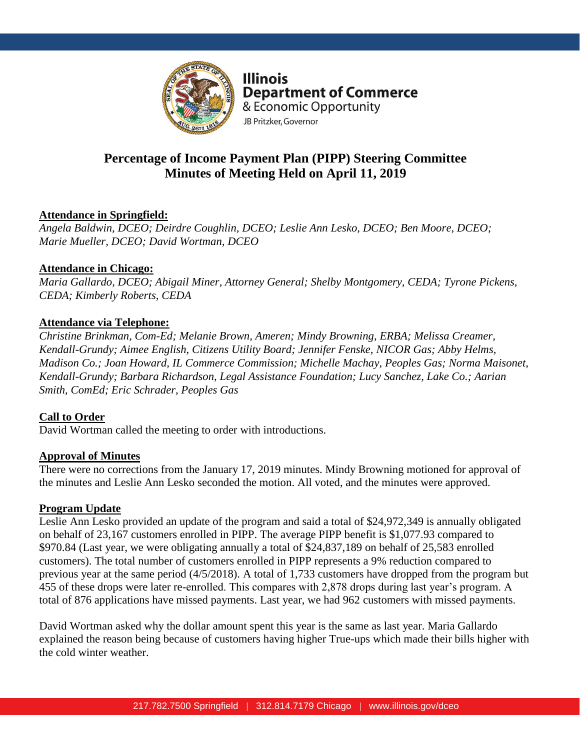Illinois Department of Commerce & Economic Opportunity
JB Pritzker, Governor

# Percentage of Income Payment Plan (PIPP) Steering Committee
# Minutes of Meeting Held on April 11, 2019

**Attendance in Springfield:**

*Angela Baldwin, DCEO; Deirdre Coughlin, DCEO; Leslie Ann Lesko, DCEO; Ben Moore, DCEO; Marie Mueller, DCEO; David Wortman, DCEO*

**Attendance in Chicago:**

*Maria Gallardo, DCEO; Abigail Miner, Attorney General; Shelby Montgomery, CEDA; Tyrone Pickens, CEDA; Kimberly Roberts, CEDA*

**Attendance via Telephone:**

*Christine Brinkman, Com-Ed; Melanie Brown, Ameren; Mindy Browning, ERBA; Melissa Creamer, Kendall-Grundy; Aimee English, Citizens Utility Board; Jennifer Fenske, NICOR Gas; Abby Helms, Madison Co.; Joan Howard, IL Commerce Commission; Michelle Machay, Peoples Gas; Norma Maisonet, Kendall-Grundy; Barbara Richardson, Legal Assistance Foundation; Lucy Sanchez, Lake Co.; Aarian Smith, ComEd; Eric Schrader, Peoples Gas*

**Call to Order**

David Wortman called the meeting to order with introductions.

**Approval of Minutes**

There were no corrections from the January 17, 2019 minutes. Mindy Browning motioned for approval of the minutes and Leslie Ann Lesko seconded the motion. All voted, and the minutes were approved.

**Program Update**

Leslie Ann Lesko provided an update of the program and said a total of $24,972,349 is annually obligated on behalf of 23,167 customers enrolled in PIPP. The average PIPP benefit is $1,077.93 compared to $970.84 (Last year, we were obligating annually a total of $24,837,189 on behalf of 25,583 enrolled customers). The total number of customers enrolled in PIPP represents a 9% reduction compared to previous year at the same period (4/5/2018). A total of 1,733 customers have dropped from the program but 455 of these drops were later re-enrolled. This compares with 2,878 drops during last year's program. A total of 876 applications have missed payments. Last year, we had 962 customers with missed payments.

David Wortman asked why the dollar amount spent this year is the same as last year. Maria Gallardo explained the reason being because of customers having higher True-ups which made their bills higher with the cold winter weather.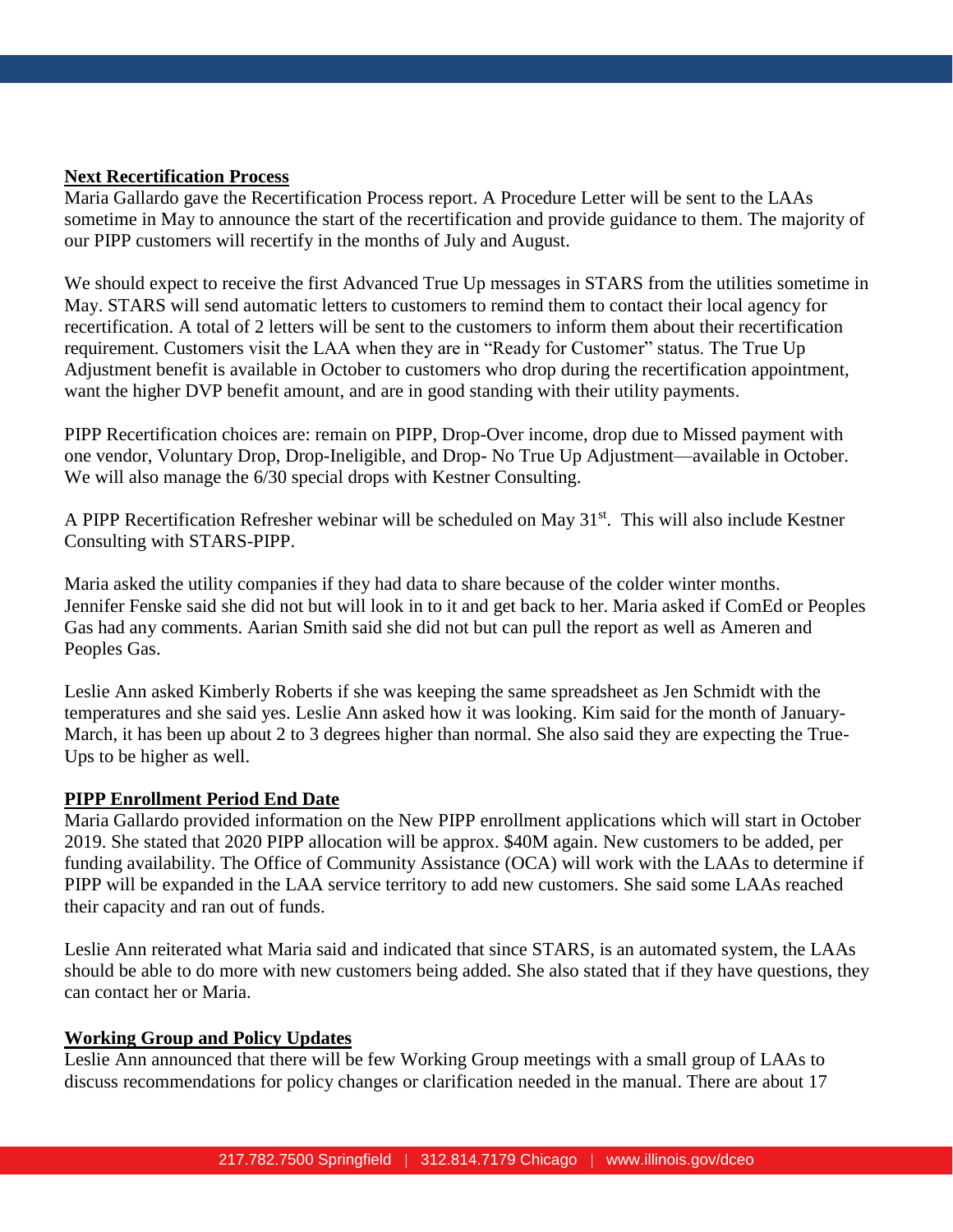**Next Recertification Process**

Maria Gallardo gave the Recertification Process report. A Procedure Letter will be sent to the LAAs sometime in May to announce the start of the recertification and provide guidance to them. The majority of our PIPP customers will recertify in the months of July and August.

We should expect to receive the first Advanced True Up messages in STARS from the utilities sometime in May. STARS will send automatic letters to customers to remind them to contact their local agency for recertification. A total of 2 letters will be sent to the customers to inform them about their recertification requirement. Customers visit the LAA when they are in "Ready for Customer" status. The True Up Adjustment benefit is available in October to customers who drop during the recertification appointment, want the higher DVP benefit amount, and are in good standing with their utility payments.

PIPP Recertification choices are: remain on PIPP, Drop-Over income, drop due to Missed payment with one vendor, Voluntary Drop, Drop-Ineligible, and Drop- No True Up Adjustment—available in October. We will also manage the 6/30 special drops with Kestner Consulting.

A PIPP Recertification Refresher webinar will be scheduled on May 31st. This will also include Kestner Consulting with STARS-PIPP.

Maria asked the utility companies if they had data to share because of the colder winter months. Jennifer Fenske said she did not but will look in to it and get back to her. Maria asked if ComEd or Peoples Gas had any comments. Aarian Smith said she did not but can pull the report as well as Ameren and Peoples Gas.

Leslie Ann asked Kimberly Roberts if she was keeping the same spreadsheet as Jen Schmidt with the temperatures and she said yes. Leslie Ann asked how it was looking. Kim said for the month of January-March, it has been up about 2 to 3 degrees higher than normal. She also said they are expecting the True-Ups to be higher as well.

**PIPP Enrollment Period End Date**

Maria Gallardo provided information on the New PIPP enrollment applications which will start in October 2019. She stated that 2020 PIPP allocation will be approx. $40M again. New customers to be added, per funding availability. The Office of Community Assistance (OCA) will work with the LAAs to determine if PIPP will be expanded in the LAA service territory to add new customers. She said some LAAs reached their capacity and ran out of funds.

Leslie Ann reiterated what Maria said and indicated that since STARS, is an automated system, the LAAs should be able to do more with new customers being added. She also stated that if they have questions, they can contact her or Maria.

**Working Group and Policy Updates**

Leslie Ann announced that there will be few Working Group meetings with a small group of LAAs to discuss recommendations for policy changes or clarification needed in the manual. There are about 17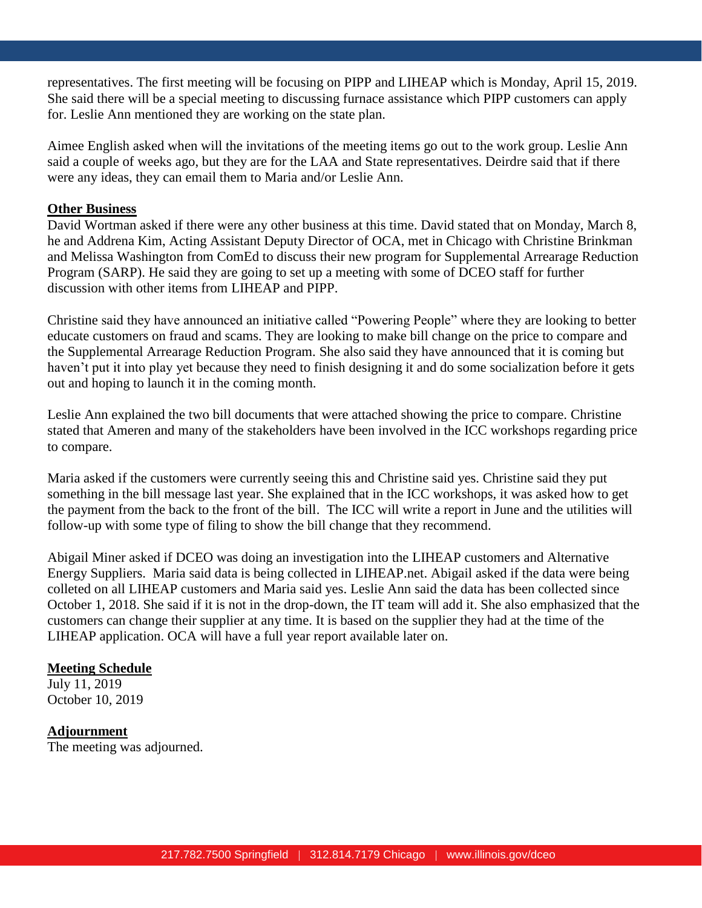representatives. The first meeting will be focusing on PIPP and LIHEAP which is Monday, April 15, 2019. She said there will be a special meeting to discussing furnace assistance which PIPP customers can apply for. Leslie Ann mentioned they are working on the state plan.

Aimee English asked when will the invitations of the meeting items go out to the work group. Leslie Ann said a couple of weeks ago, but they are for the LAA and State representatives. Deirdre said that if there were any ideas, they can email them to Maria and/or Leslie Ann.

**Other Business**

David Wortman asked if there were any other business at this time. David stated that on Monday, March 8, he and Addrena Kim, Acting Assistant Deputy Director of OCA, met in Chicago with Christine Brinkman and Melissa Washington from ComEd to discuss their new program for Supplemental Arrearage Reduction Program (SARP). He said they are going to set up a meeting with some of DCEO staff for further discussion with other items from LIHEAP and PIPP.

Christine said they have announced an initiative called "Powering People" where they are looking to better educate customers on fraud and scams. They are looking to make bill change on the price to compare and the Supplemental Arrearage Reduction Program. She also said they have announced that it is coming but haven't put it into play yet because they need to finish designing it and do some socialization before it gets out and hoping to launch it in the coming month.

Leslie Ann explained the two bill documents that were attached showing the price to compare. Christine stated that Ameren and many of the stakeholders have been involved in the ICC workshops regarding price to compare.

Maria asked if the customers were currently seeing this and Christine said yes. Christine said they put something in the bill message last year. She explained that in the ICC workshops, it was asked how to get the payment from the back to the front of the bill. The ICC will write a report in June and the utilities will follow-up with some type of filing to show the bill change that they recommend.

Abigail Miner asked if DCEO was doing an investigation into the LIHEAP customers and Alternative Energy Suppliers. Maria said data is being collected in LIHEAP.net. Abigail asked if the data were being colleted on all LIHEAP customers and Maria said yes. Leslie Ann said the data has been collected since October 1, 2018. She said if it is not in the drop-down, the IT team will add it. She also emphasized that the customers can change their supplier at any time. It is based on the supplier they had at the time of the LIHEAP application. OCA will have a full year report available later on.

**Meeting Schedule**

July 11, 2019
October 10, 2019

**Adjournment**

The meeting was adjourned.